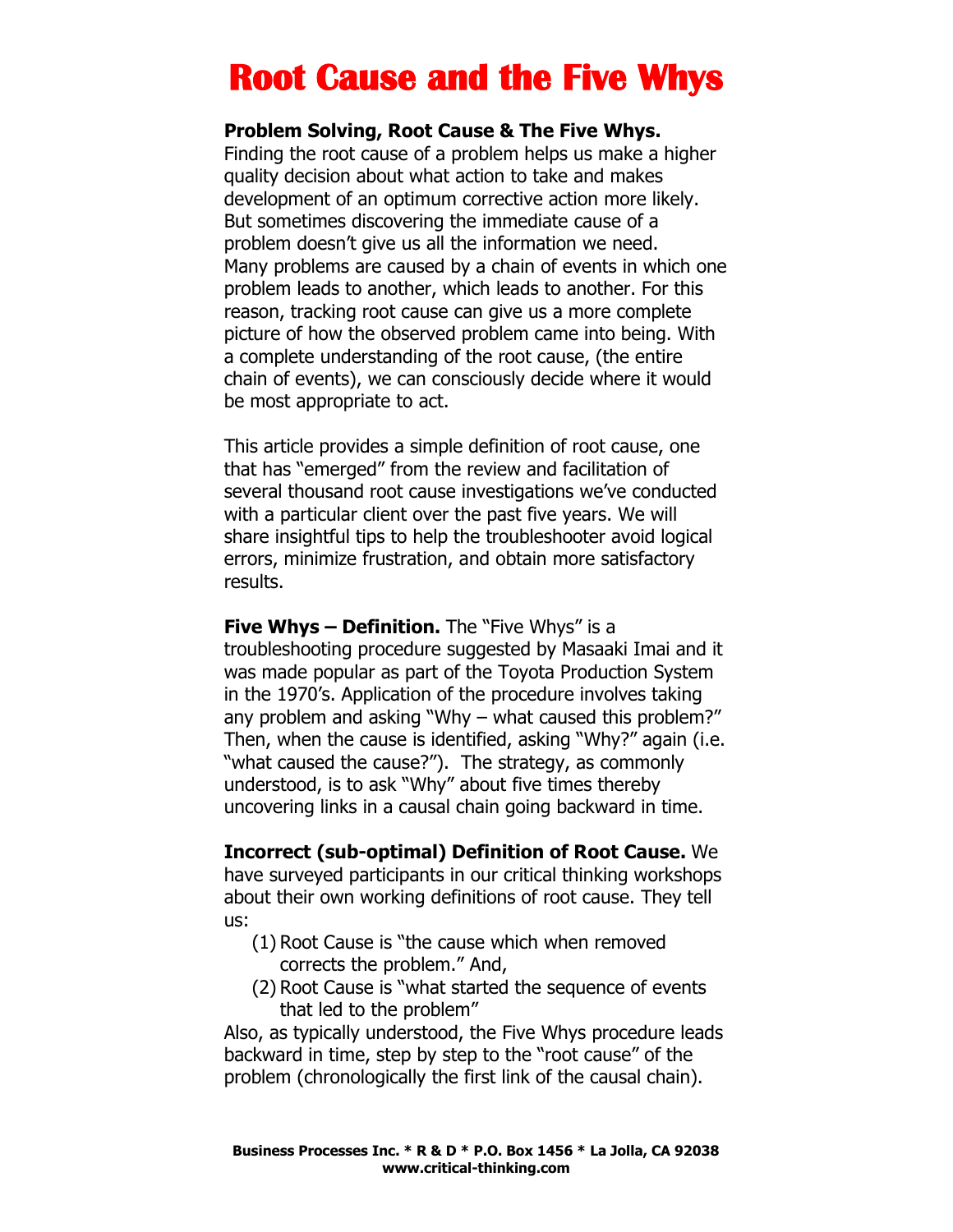# Root Cause and the Five Whys

**Problem Solving, Root Cause & The Five Whys.** Finding the root cause of a problem helps us make a higher quality decision about what action to take and makes development of an optimum corrective action more likely. But sometimes discovering the immediate cause of a problem doesn't give us all the information we need. Many problems are caused by a chain of events in which one problem leads to another, which leads to another. For this reason, tracking root cause can give us a more complete picture of how the observed problem came into being. With a complete understanding of the root cause, (the entire chain of events), we can consciously decide where it would be most appropriate to act.

This article provides a simple definition of root cause, one that has "emerged" from the review and facilitation of several thousand root cause investigations we've conducted with a particular client over the past five years. We will share insightful tips to help the troubleshooter avoid logical errors, minimize frustration, and obtain more satisfactory results.

**Five Whys – Definition.** The "Five Whys" is a troubleshooting procedure suggested by Masaaki Imai and it was made popular as part of the Toyota Production System in the 1970's. Application of the procedure involves taking any problem and asking "Why – what caused this problem?" Then, when the cause is identified, asking "Why?" again (i.e. "what caused the cause?"). The strategy, as commonly understood, is to ask "Why" about five times thereby uncovering links in a causal chain going backward in time.

**Incorrect (sub-optimal) Definition of Root Cause.** We have surveyed participants in our critical thinking workshops about their own working definitions of root cause. They tell us:

(1) Root Cause is "the cause which when removed corrects the problem." And,

(2) Root Cause is "what started the sequence of events that led to the problem"

Also, as typically understood, the Five Whys procedure leads backward in time, step by step to the "root cause" of the problem (chronologically the first link of the causal chain).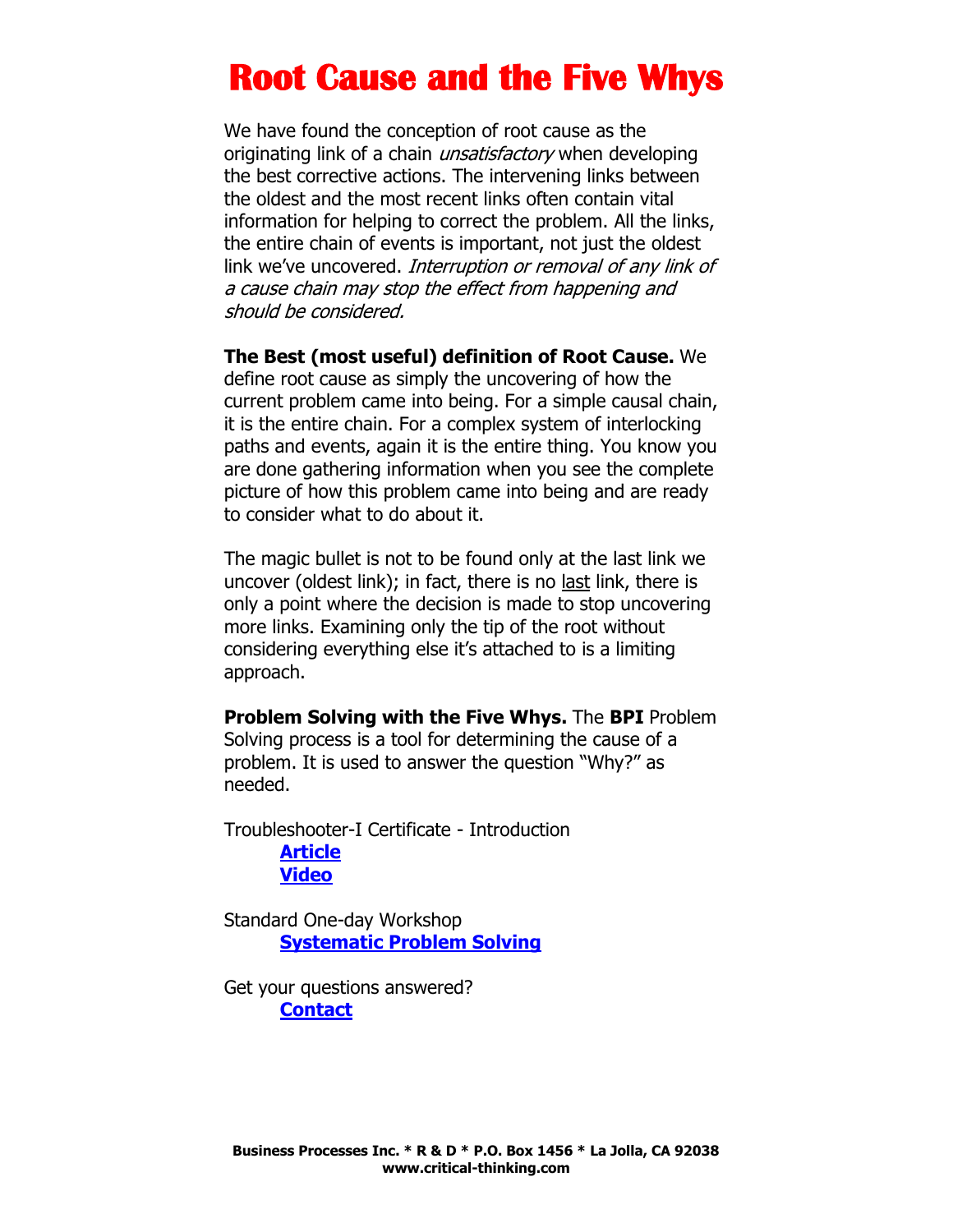# Root Cause and the Five Whys

We have found the conception of root cause as the originating link of a chain *unsatisfactory* when developing the best corrective actions. The intervening links between the oldest and the most recent links often contain vital information for helping to correct the problem. All the links, the entire chain of events is important, not just the oldest link we've uncovered. *Interruption or removal of any link of a cause chain may stop the effect from happening and should be considered.*

**The Best (most useful) definition of Root Cause.** We define root cause as simply the uncovering of how the current problem came into being. For a simple causal chain, it is the entire chain. For a complex system of interlocking paths and events, again it is the entire thing. You know you are done gathering information when you see the complete picture of how this problem came into being and are ready to consider what to do about it.

The magic bullet is not to be found only at the last link we uncover (oldest link); in fact, there is no last link, there is only a point where the decision is made to stop uncovering more links. Examining only the tip of the root without considering everything else it's attached to is a limiting approach.

**Problem Solving with the Five Whys.** The **BPI** Problem Solving process is a tool for determining the cause of a problem. It is used to answer the question "Why?" as needed.

Troubleshooter-I Certificate - Introduction
- **Article**
- **Video**

Standard One-day Workshop
- **Systematic Problem Solving**

Get your questions answered?
- **Contact**

**Business Processes Inc. * R & D * P.O. Box 1456 * La Jolla, CA 92038**
**www.critical-thinking.com**